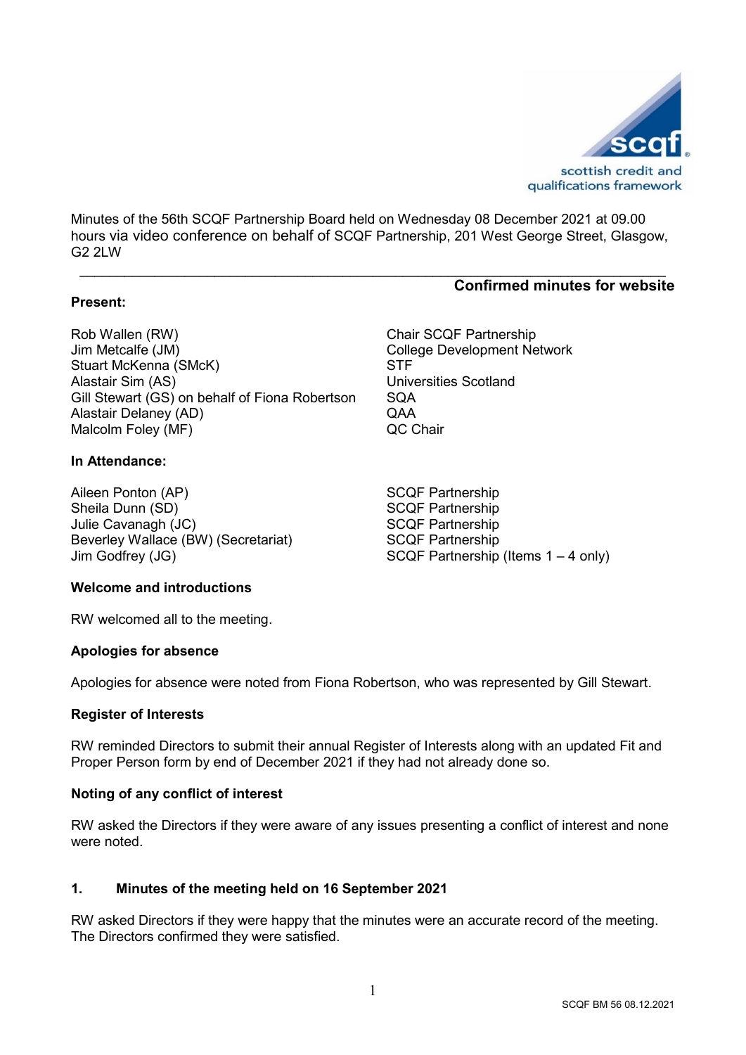Minutes of the 56th SCQF Partnership Board held on Wednesday 08 December 2021 at 09.00 hours via video conference on behalf of SCQF Partnership, 201 West George Street, Glasgow, G2 2LW

**Confirmed minutes for website**

**Present:**

| | |
|---|---|
| Rob Wallen (RW) | Chair SCQF Partnership |
| Jim Metcalfe (JM) | College Development Network |
| Stuart McKenna (SMcK) | STF |
| Alastair Sim (AS) | Universities Scotland |
| Gill Stewart (GS) on behalf of Fiona Robertson | SQA |
| Alastair Delaney (AD) | QAA |
| Malcolm Foley (MF) | QC Chair |

**In Attendance:**

| | |
|---|---|
| Aileen Ponton (AP) | SCQF Partnership |
| Sheila Dunn (SD) | SCQF Partnership |
| Julie Cavanagh (JC) | SCQF Partnership |
| Beverley Wallace (BW) (Secretariat) | SCQF Partnership |
| Jim Godfrey (JG) | SCQF Partnership (Items 1 – 4 only) |

**Welcome and introductions**

RW welcomed all to the meeting.

**Apologies for absence**

Apologies for absence were noted from Fiona Robertson, who was represented by Gill Stewart.

**Register of Interests**

RW reminded Directors to submit their annual Register of Interests along with an updated Fit and Proper Person form by end of December 2021 if they had not already done so.

**Noting of any conflict of interest**

RW asked the Directors if they were aware of any issues presenting a conflict of interest and none were noted.

**1. Minutes of the meeting held on 16 September 2021**

RW asked Directors if they were happy that the minutes were an accurate record of the meeting. The Directors confirmed they were satisfied.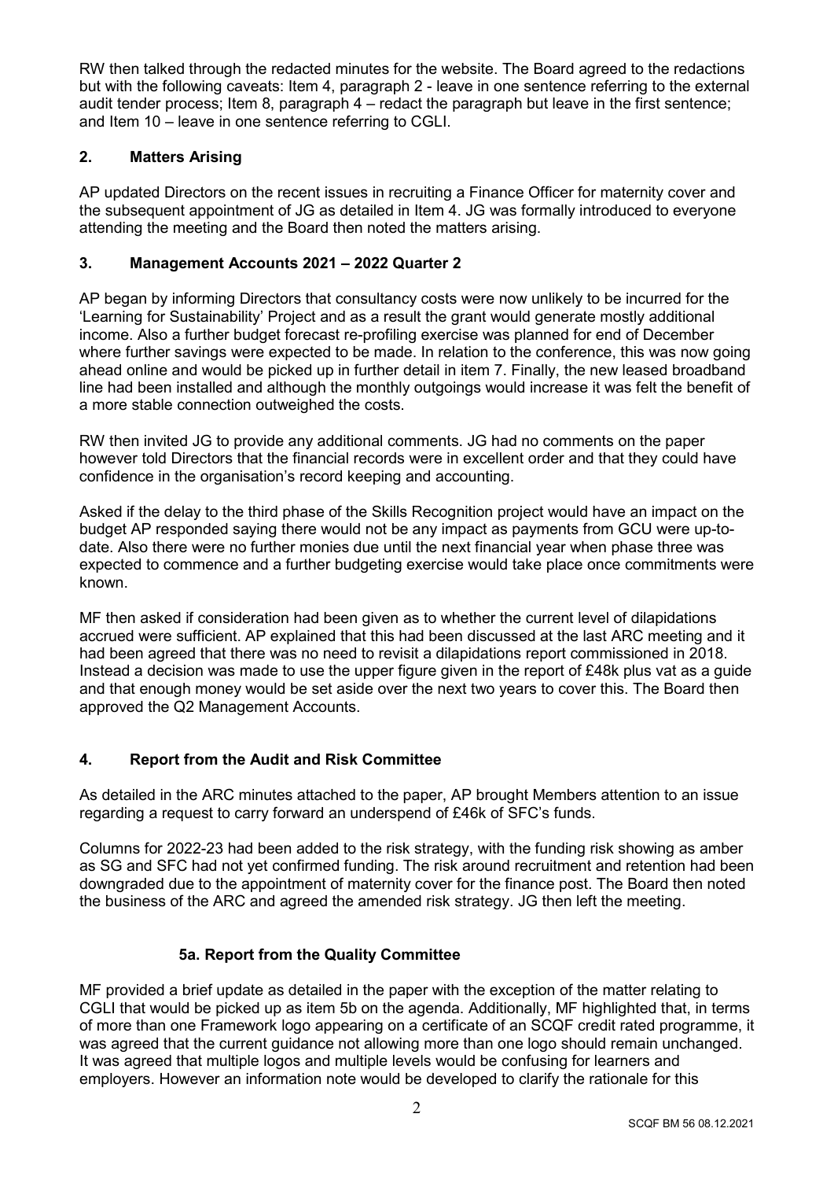RW then talked through the redacted minutes for the website. The Board agreed to the redactions but with the following caveats: Item 4, paragraph 2 - leave in one sentence referring to the external audit tender process; Item 8, paragraph 4 – redact the paragraph but leave in the first sentence; and Item 10 – leave in one sentence referring to CGLI.

## 2. Matters Arising

AP updated Directors on the recent issues in recruiting a Finance Officer for maternity cover and the subsequent appointment of JG as detailed in Item 4. JG was formally introduced to everyone attending the meeting and the Board then noted the matters arising.

## 3. Management Accounts 2021 – 2022 Quarter 2

AP began by informing Directors that consultancy costs were now unlikely to be incurred for the 'Learning for Sustainability' Project and as a result the grant would generate mostly additional income. Also a further budget forecast re-profiling exercise was planned for end of December where further savings were expected to be made. In relation to the conference, this was now going ahead online and would be picked up in further detail in item 7. Finally, the new leased broadband line had been installed and although the monthly outgoings would increase it was felt the benefit of a more stable connection outweighed the costs.

RW then invited JG to provide any additional comments. JG had no comments on the paper however told Directors that the financial records were in excellent order and that they could have confidence in the organisation's record keeping and accounting.

Asked if the delay to the third phase of the Skills Recognition project would have an impact on the budget AP responded saying there would not be any impact as payments from GCU were up-to-date. Also there were no further monies due until the next financial year when phase three was expected to commence and a further budgeting exercise would take place once commitments were known.

MF then asked if consideration had been given as to whether the current level of dilapidations accrued were sufficient. AP explained that this had been discussed at the last ARC meeting and it had been agreed that there was no need to revisit a dilapidations report commissioned in 2018. Instead a decision was made to use the upper figure given in the report of £48k plus vat as a guide and that enough money would be set aside over the next two years to cover this. The Board then approved the Q2 Management Accounts.

## 4. Report from the Audit and Risk Committee

As detailed in the ARC minutes attached to the paper, AP brought Members attention to an issue regarding a request to carry forward an underspend of £46k of SFC's funds.

Columns for 2022-23 had been added to the risk strategy, with the funding risk showing as amber as SG and SFC had not yet confirmed funding. The risk around recruitment and retention had been downgraded due to the appointment of maternity cover for the finance post. The Board then noted the business of the ARC and agreed the amended risk strategy. JG then left the meeting.

### 5a. Report from the Quality Committee

MF provided a brief update as detailed in the paper with the exception of the matter relating to CGLI that would be picked up as item 5b on the agenda. Additionally, MF highlighted that, in terms of more than one Framework logo appearing on a certificate of an SCQF credit rated programme, it was agreed that the current guidance not allowing more than one logo should remain unchanged. It was agreed that multiple logos and multiple levels would be confusing for learners and employers. However an information note would be developed to clarify the rationale for this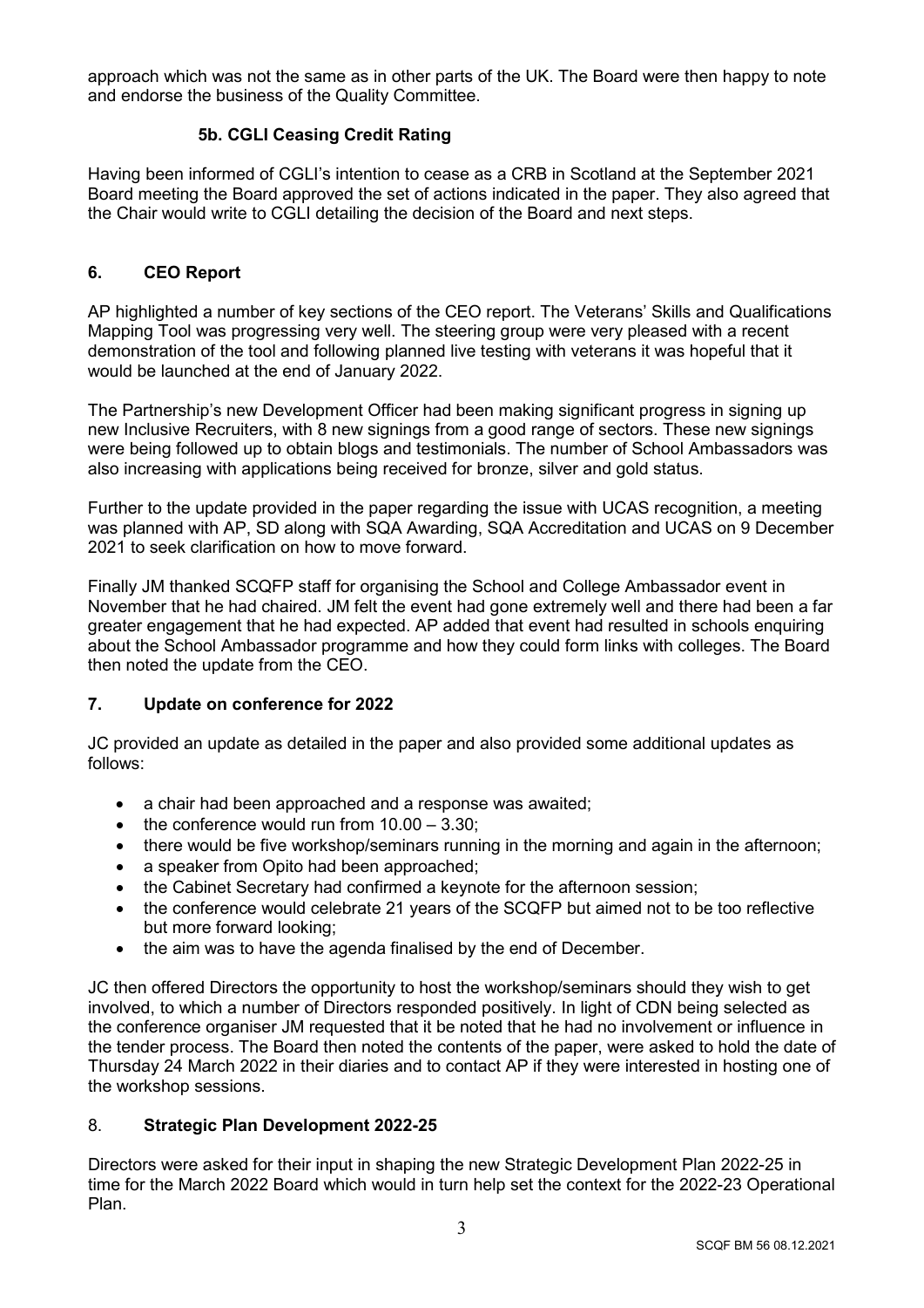approach which was not the same as in other parts of the UK. The Board were then happy to note and endorse the business of the Quality Committee.

### 5b. CGLI Ceasing Credit Rating

Having been informed of CGLI's intention to cease as a CRB in Scotland at the September 2021 Board meeting the Board approved the set of actions indicated in the paper. They also agreed that the Chair would write to CGLI detailing the decision of the Board and next steps.

## 6. CEO Report

AP highlighted a number of key sections of the CEO report. The Veterans' Skills and Qualifications Mapping Tool was progressing very well. The steering group were very pleased with a recent demonstration of the tool and following planned live testing with veterans it was hopeful that it would be launched at the end of January 2022.

The Partnership's new Development Officer had been making significant progress in signing up new Inclusive Recruiters, with 8 new signings from a good range of sectors. These new signings were being followed up to obtain blogs and testimonials. The number of School Ambassadors was also increasing with applications being received for bronze, silver and gold status.

Further to the update provided in the paper regarding the issue with UCAS recognition, a meeting was planned with AP, SD along with SQA Awarding, SQA Accreditation and UCAS on 9 December 2021 to seek clarification on how to move forward.

Finally JM thanked SCQFP staff for organising the School and College Ambassador event in November that he had chaired. JM felt the event had gone extremely well and there had been a far greater engagement that he had expected. AP added that event had resulted in schools enquiring about the School Ambassador programme and how they could form links with colleges. The Board then noted the update from the CEO.

## 7. Update on conference for 2022

JC provided an update as detailed in the paper and also provided some additional updates as follows:

- a chair had been approached and a response was awaited;
- the conference would run from 10.00 – 3.30;
- there would be five workshop/seminars running in the morning and again in the afternoon;
- a speaker from Opito had been approached;
- the Cabinet Secretary had confirmed a keynote for the afternoon session;
- the conference would celebrate 21 years of the SCQFP but aimed not to be too reflective but more forward looking;
- the aim was to have the agenda finalised by the end of December.

JC then offered Directors the opportunity to host the workshop/seminars should they wish to get involved, to which a number of Directors responded positively. In light of CDN being selected as the conference organiser JM requested that it be noted that he had no involvement or influence in the tender process. The Board then noted the contents of the paper, were asked to hold the date of Thursday 24 March 2022 in their diaries and to contact AP if they were interested in hosting one of the workshop sessions.

## 8. Strategic Plan Development 2022-25

Directors were asked for their input in shaping the new Strategic Development Plan 2022-25 in time for the March 2022 Board which would in turn help set the context for the 2022-23 Operational Plan.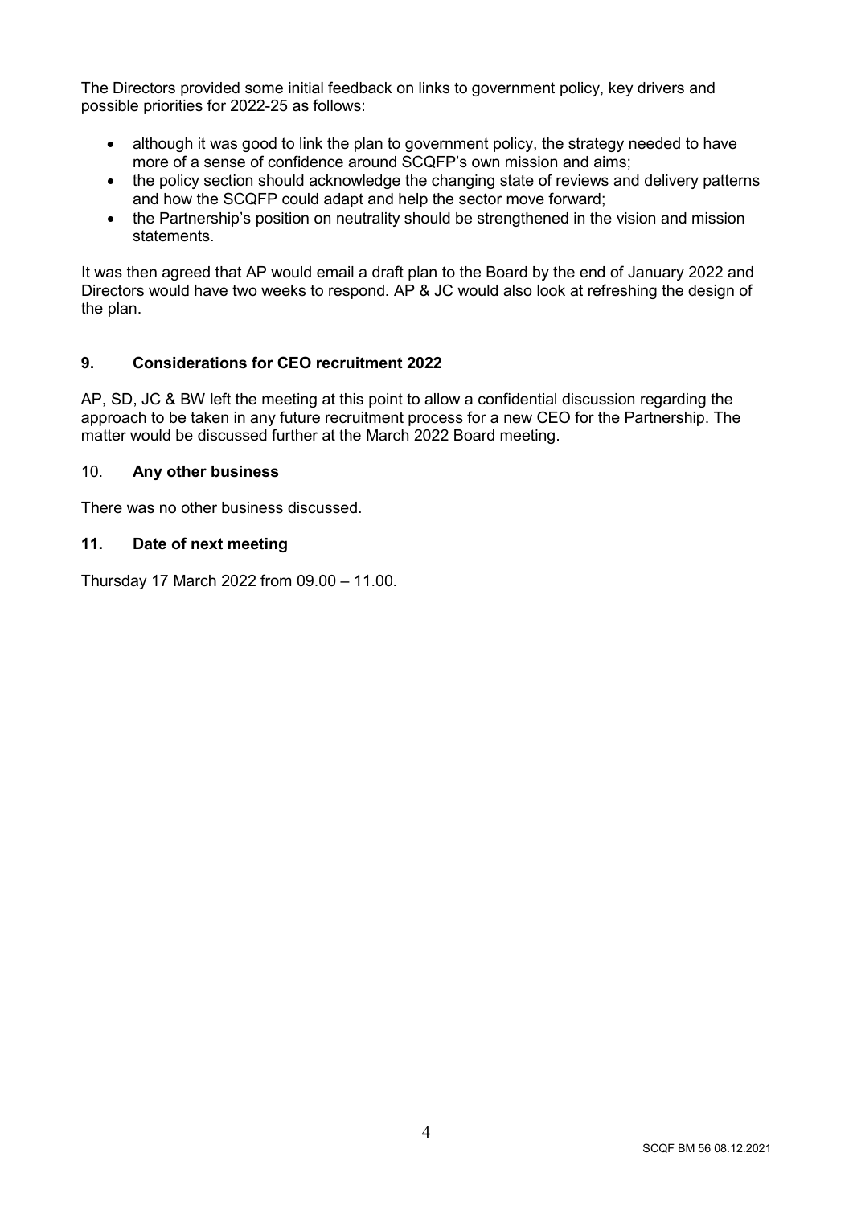The Directors provided some initial feedback on links to government policy, key drivers and possible priorities for 2022-25 as follows:

- although it was good to link the plan to government policy, the strategy needed to have more of a sense of confidence around SCQFP's own mission and aims;
- the policy section should acknowledge the changing state of reviews and delivery patterns and how the SCQFP could adapt and help the sector move forward;
- the Partnership's position on neutrality should be strengthened in the vision and mission statements.

It was then agreed that AP would email a draft plan to the Board by the end of January 2022 and Directors would have two weeks to respond. AP & JC would also look at refreshing the design of the plan.

## 9. Considerations for CEO recruitment 2022

AP, SD, JC & BW left the meeting at this point to allow a confidential discussion regarding the approach to be taken in any future recruitment process for a new CEO for the Partnership. The matter would be discussed further at the March 2022 Board meeting.

## 10. Any other business

There was no other business discussed.

## 11. Date of next meeting

Thursday 17 March 2022 from 09.00 – 11.00.